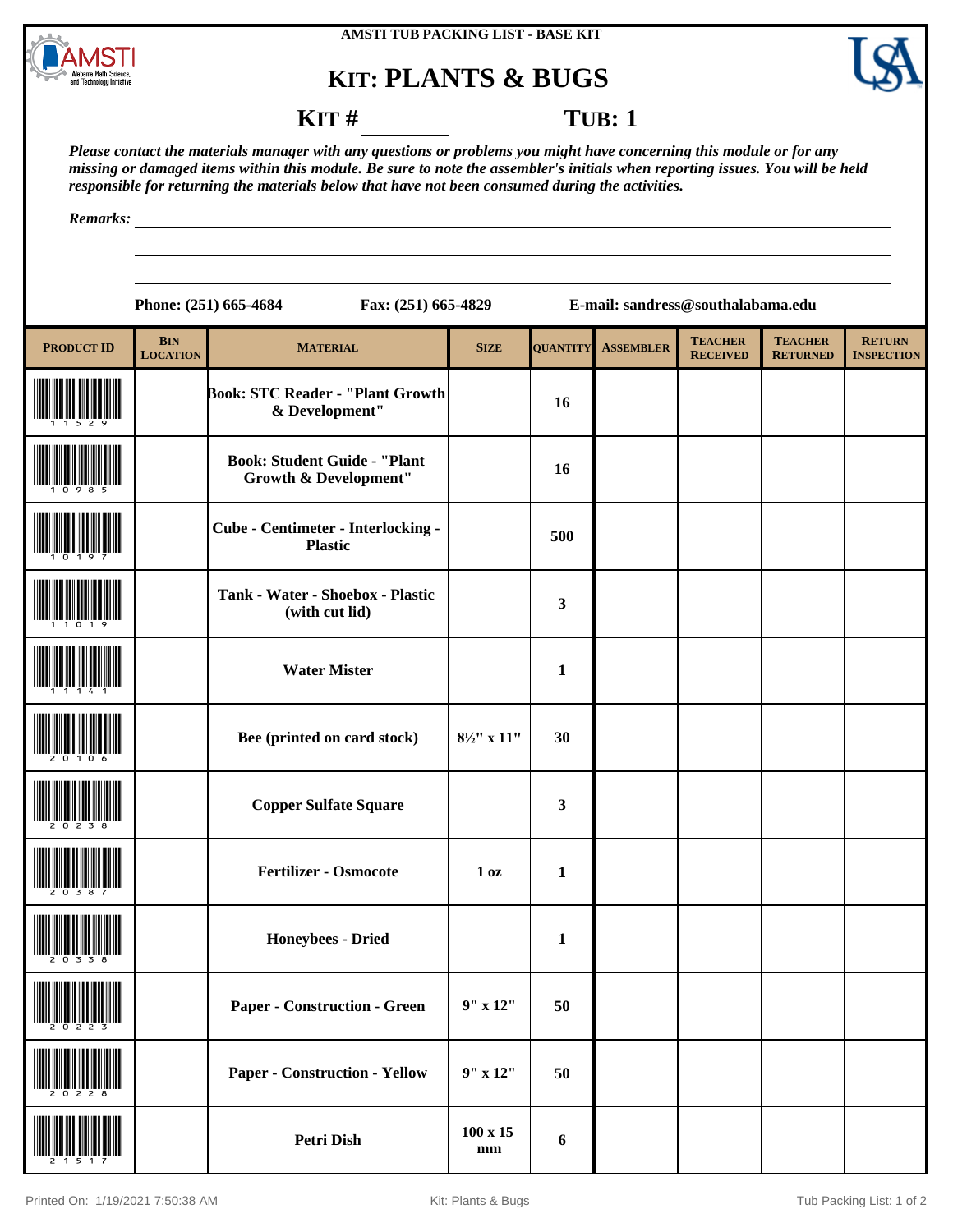AMSTI TUB PACKING LIST - BASE KIT

# KIT: PLANTS & BUGS

**KIT #** ________ **TUB: 1**

***Please contact the materials manager with any questions or problems you might have concerning this module or for any missing or damaged items within this module. Be sure to note the assembler's initials when reporting issues. You will be held responsible for returning the materials below that have not been consumed during the activities.***

***Remarks:*** ____________________________________________

**Phone: (251) 665-4684** **Fax: (251) 665-4829** **E-mail: sandress@southalabama.edu**

| PRODUCT ID | BIN LOCATION | MATERIAL | SIZE | QUANTITY | ASSEMBLER | TEACHER RECEIVED | TEACHER RETURNED | RETURN INSPECTION |
|---|---|---|---|---|---|---|---|---|
| 11529 | | Book: STC Reader - "Plant Growth & Development" | | 16 | | | | |
| 10985 | | Book: Student Guide - "Plant Growth & Development" | | 16 | | | | |
| 10197 | | Cube - Centimeter - Interlocking - Plastic | | 500 | | | | |
| 11019 | | Tank - Water - Shoebox - Plastic (with cut lid) | | 3 | | | | |
| 11141 | | Water Mister | | 1 | | | | |
| 20106 | | Bee (printed on card stock) | 8½" x 11" | 30 | | | | |
| 20238 | | Copper Sulfate Square | | 3 | | | | |
| 20387 | | Fertilizer - Osmocote | 1 oz | 1 | | | | |
| 20338 | | Honeybees - Dried | | 1 | | | | |
| 20223 | | Paper - Construction - Green | 9" x 12" | 50 | | | | |
| 20228 | | Paper - Construction - Yellow | 9" x 12" | 50 | | | | |
| 21517 | | Petri Dish | 100 x 15 mm | 6 | | | | |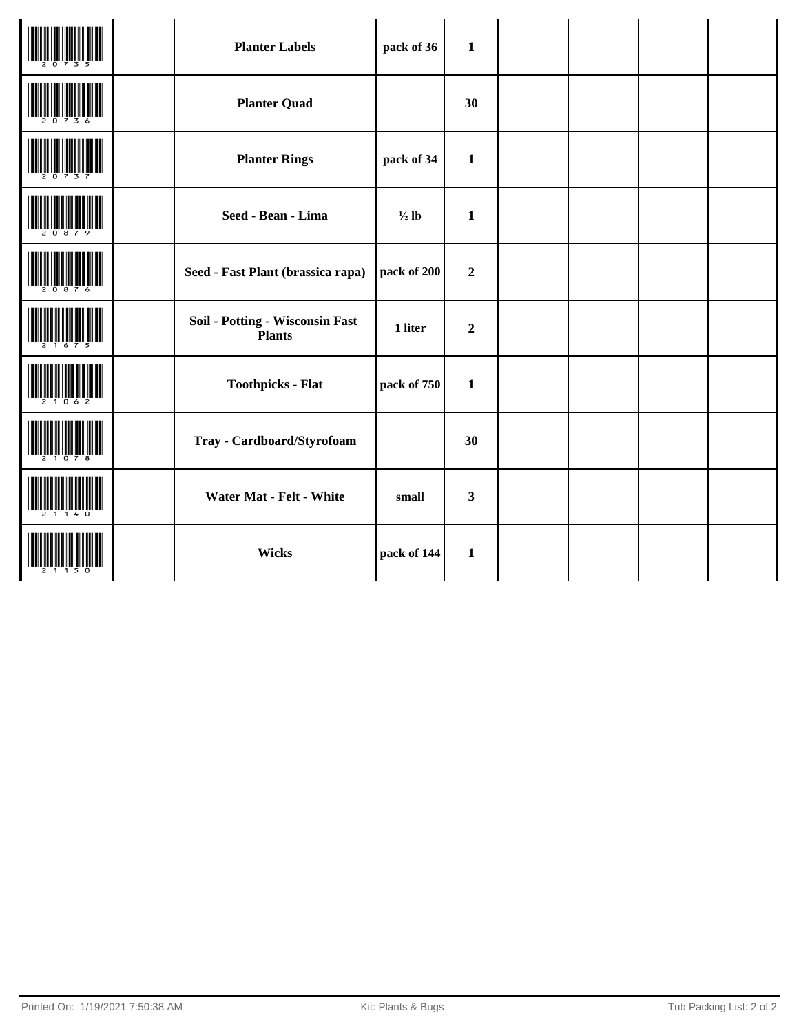| | | | | | | | | |
|---|---|---|---|---|---|---|---|---|
| 20735 | | **Planter Labels** | pack of 36 | 1 | | | | |
| 20736 | | **Planter Quad** | | 30 | | | | |
| 20737 | | **Planter Rings** | pack of 34 | 1 | | | | |
| 20879 | | **Seed - Bean - Lima** | ½ lb | 1 | | | | |
| 20876 | | **Seed - Fast Plant (brassica rapa)** | pack of 200 | 2 | | | | |
| 21675 | | **Soil - Potting - Wisconsin Fast Plants** | 1 liter | 2 | | | | |
| 21062 | | **Toothpicks - Flat** | pack of 750 | 1 | | | | |
| 21078 | | **Tray - Cardboard/Styrofoam** | | 30 | | | | |
| 21140 | | **Water Mat - Felt - White** | small | 3 | | | | |
| 21150 | | **Wicks** | pack of 144 | 1 | | | | |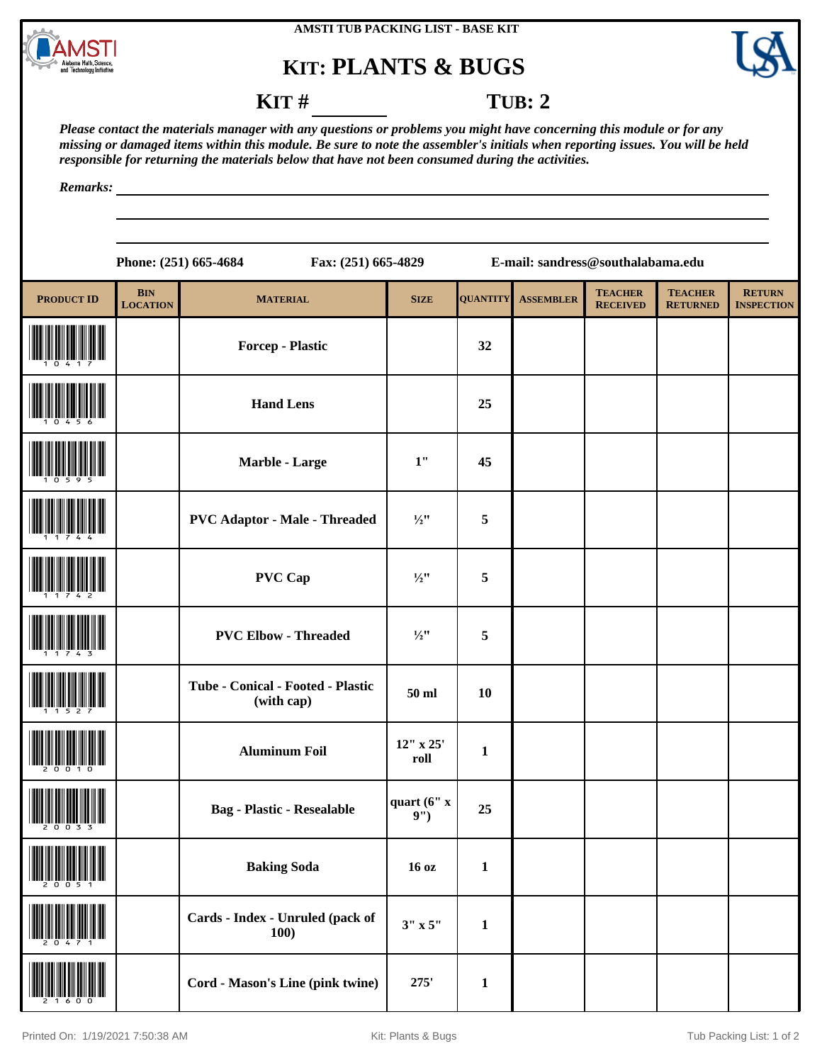AMSTI TUB PACKING LIST - BASE KIT

# KIT: PLANTS & BUGS

**KIT #** ________ **TUB: 2**

***Please contact the materials manager with any questions or problems you might have concerning this module or for any missing or damaged items within this module. Be sure to note the assembler's initials when reporting issues. You will be held responsible for returning the materials below that have not been consumed during the activities.***

***Remarks:*** ______________________________

**Phone: (251) 665-4684** **Fax: (251) 665-4829** **E-mail: sandress@southalabama.edu**

| PRODUCT ID | BIN LOCATION | MATERIAL | SIZE | QUANTITY | ASSEMBLER | TEACHER RECEIVED | TEACHER RETURNED | RETURN INSPECTION |
|---|---|---|---|---|---|---|---|---|
| 10417 | | Forcep - Plastic | | 32 | | | | |
| 10456 | | Hand Lens | | 25 | | | | |
| 10595 | | Marble - Large | 1" | 45 | | | | |
| 11744 | | PVC Adaptor - Male - Threaded | ½" | 5 | | | | |
| 11742 | | PVC Cap | ½" | 5 | | | | |
| 11743 | | PVC Elbow - Threaded | ½" | 5 | | | | |
| 11527 | | Tube - Conical - Footed - Plastic (with cap) | 50 ml | 10 | | | | |
| 20010 | | Aluminum Foil | 12" x 25' roll | 1 | | | | |
| 20033 | | Bag - Plastic - Resealable | quart (6" x 9") | 25 | | | | |
| 20051 | | Baking Soda | 16 oz | 1 | | | | |
| 20471 | | Cards - Index - Unruled (pack of 100) | 3" x 5" | 1 | | | | |
| 21600 | | Cord - Mason's Line (pink twine) | 275' | 1 | | | | |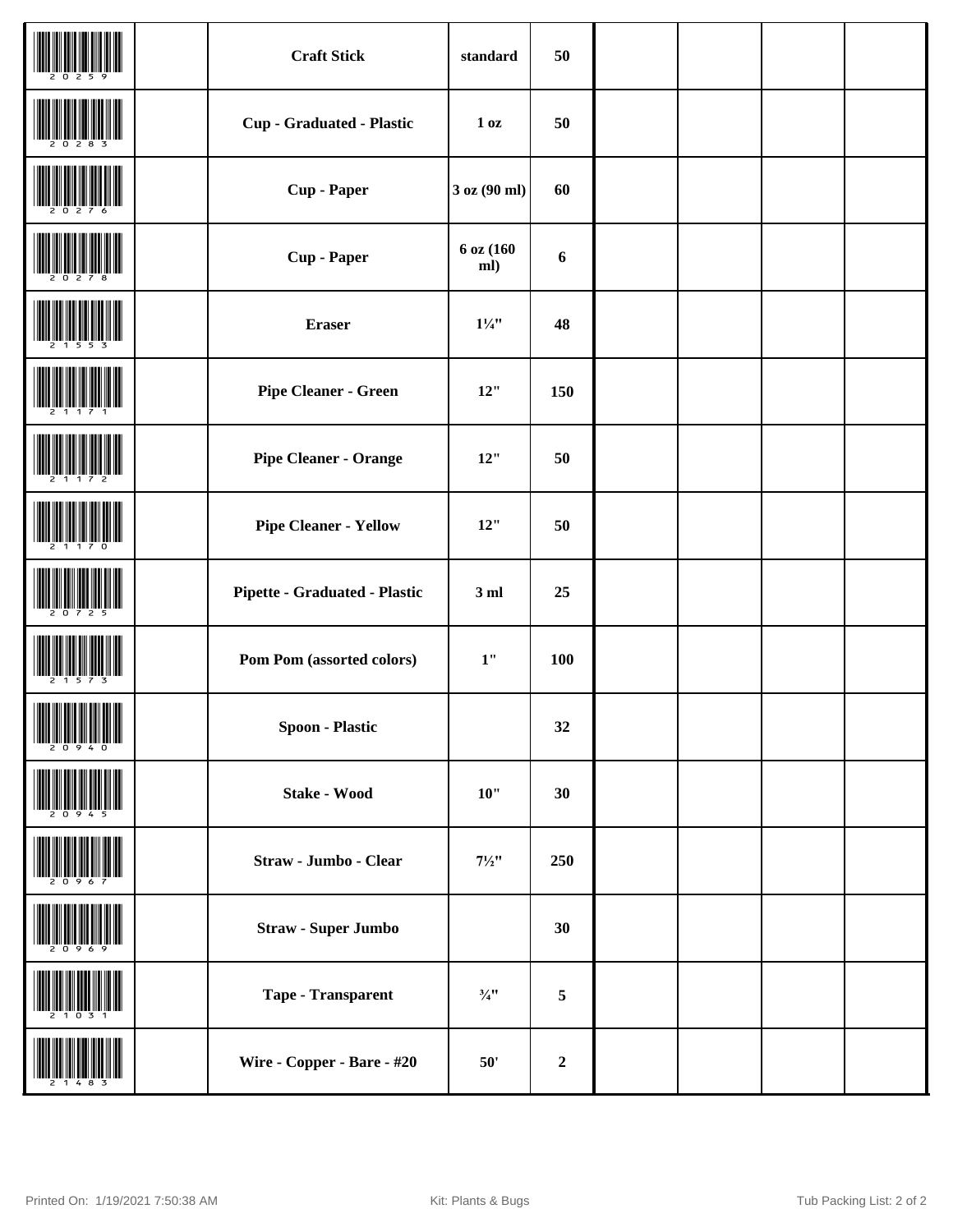| | | | | | | | | |
|---|---|---|---|---|---|---|---|---|
| 20259 | | **Craft Stick** | **standard** | **50** | | | | |
| 20283 | | **Cup - Graduated - Plastic** | **1 oz** | **50** | | | | |
| 20276 | | **Cup - Paper** | **3 oz (90 ml)** | **60** | | | | |
| 20278 | | **Cup - Paper** | **6 oz (160 ml)** | **6** | | | | |
| 21553 | | **Eraser** | **1¼"** | **48** | | | | |
| 21171 | | **Pipe Cleaner - Green** | **12"** | **150** | | | | |
| 21172 | | **Pipe Cleaner - Orange** | **12"** | **50** | | | | |
| 21170 | | **Pipe Cleaner - Yellow** | **12"** | **50** | | | | |
| 20725 | | **Pipette - Graduated - Plastic** | **3 ml** | **25** | | | | |
| 21573 | | **Pom Pom (assorted colors)** | **1"** | **100** | | | | |
| 20940 | | **Spoon - Plastic** | | **32** | | | | |
| 20945 | | **Stake - Wood** | **10"** | **30** | | | | |
| 20967 | | **Straw - Jumbo - Clear** | **7½"** | **250** | | | | |
| 20969 | | **Straw - Super Jumbo** | | **30** | | | | |
| 21031 | | **Tape - Transparent** | **¾"** | **5** | | | | |
| 21483 | | **Wire - Copper - Bare - #20** | **50'** | **2** | | | | |

Printed On: 1/19/2021 7:50:38 AM  Kit: Plants & Bugs  Tub Packing List: 2 of 2